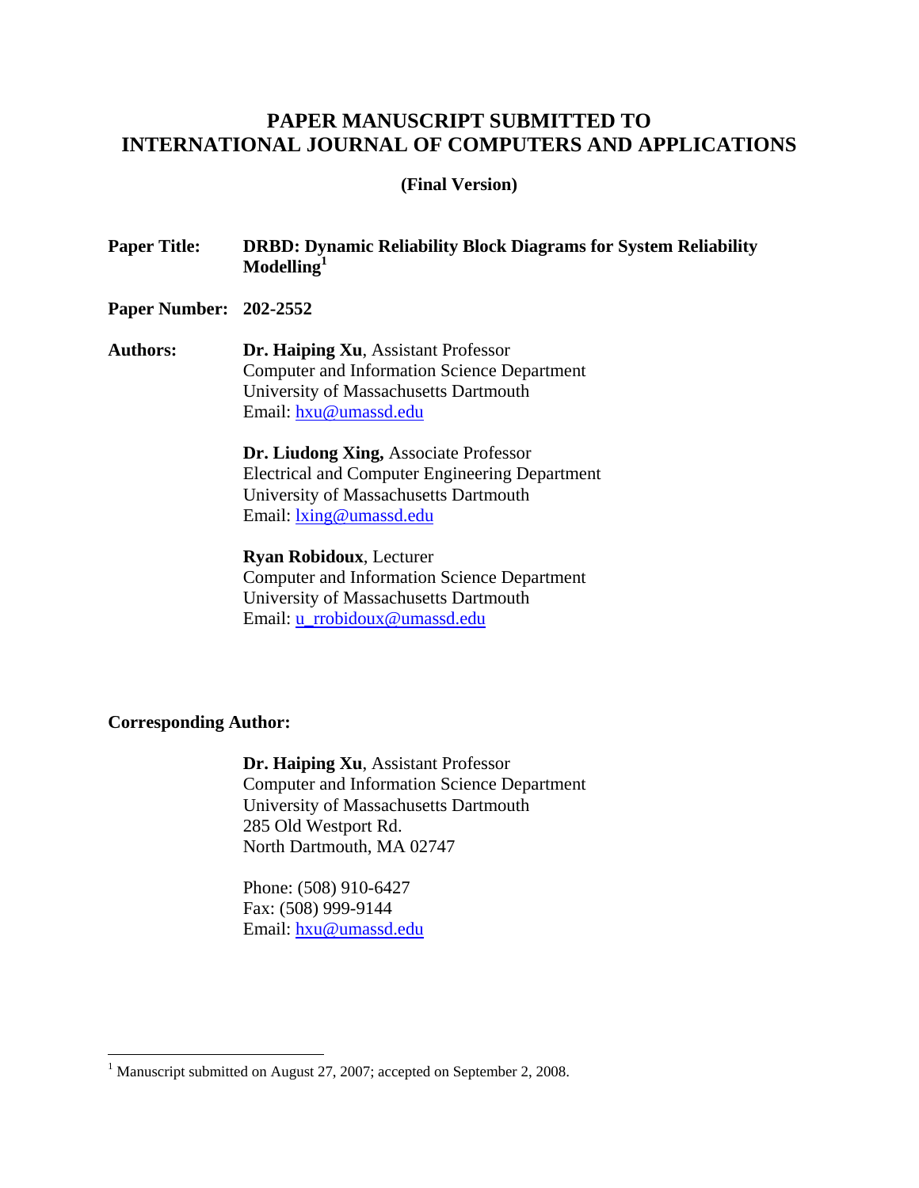# PAPER MANUSCRIPT SUBMITTED TO INTERNATIONAL JOURNAL OF COMPUTERS AND APPLICATIONS

**(Final Version)**

**Paper Title:** **DRBD: Dynamic Reliability Block Diagrams for System Reliability Modelling**[1]

**Paper Number:** **202-2552**

**Authors:**

**Dr. Haiping Xu**, Assistant Professor
Computer and Information Science Department
University of Massachusetts Dartmouth
Email: hxu@umassd.edu

**Dr. Liudong Xing,** Associate Professor
Electrical and Computer Engineering Department
University of Massachusetts Dartmouth
Email: lxing@umassd.edu

**Ryan Robidoux**, Lecturer
Computer and Information Science Department
University of Massachusetts Dartmouth
Email: u_rrobidoux@umassd.edu

**Corresponding Author:**

**Dr. Haiping Xu**, Assistant Professor
Computer and Information Science Department
University of Massachusetts Dartmouth
285 Old Westport Rd.
North Dartmouth, MA 02747

Phone: (508) 910-6427
Fax: (508) 999-9144
Email: hxu@umassd.edu

---

[1] Manuscript submitted on August 27, 2007; accepted on September 2, 2008.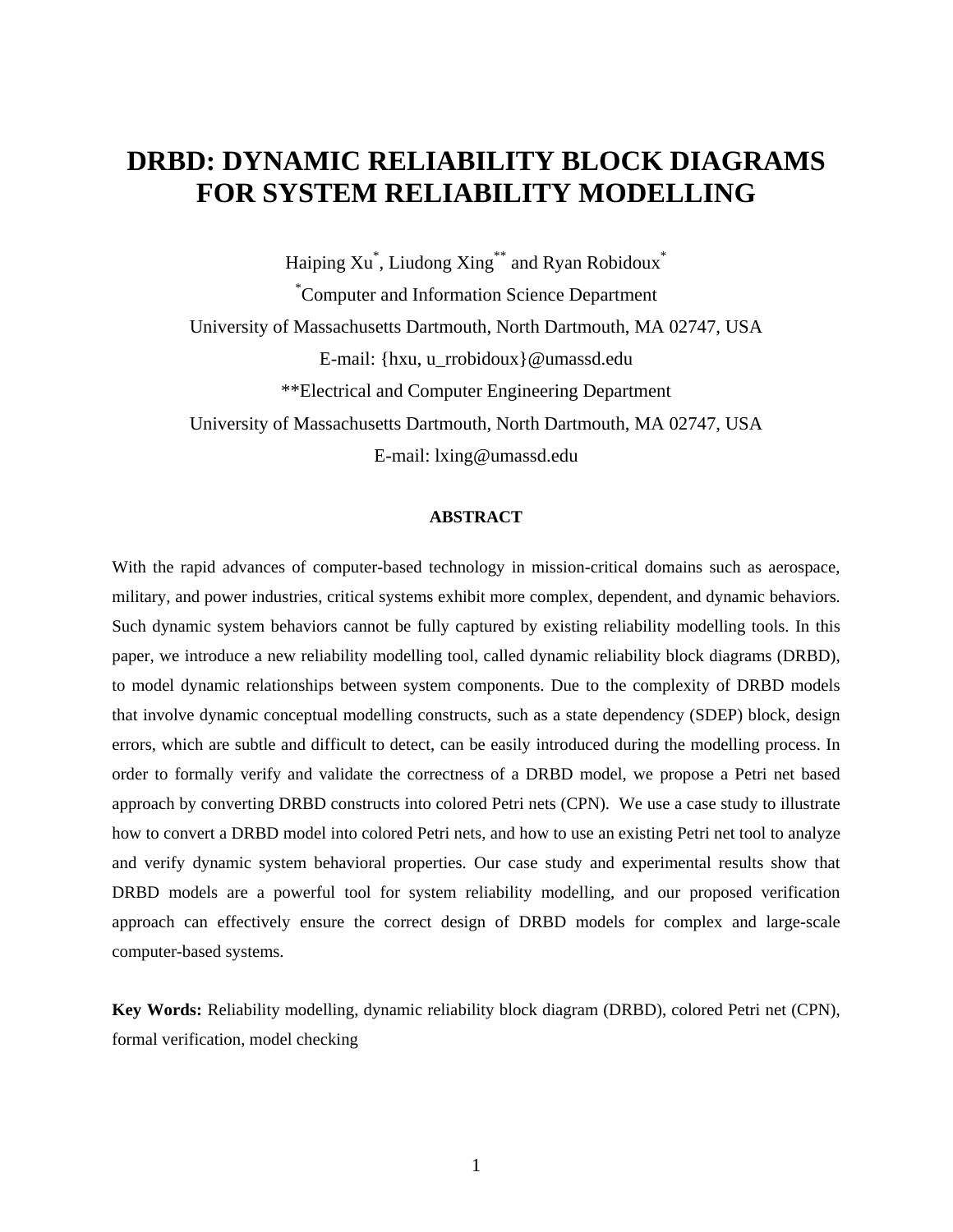# DRBD: DYNAMIC RELIABILITY BLOCK DIAGRAMS FOR SYSTEM RELIABILITY MODELLING

Haiping Xu[*], Liudong Xing[**] and Ryan Robidoux[*]

[*]Computer and Information Science Department

University of Massachusetts Dartmouth, North Dartmouth, MA 02747, USA

E-mail: {hxu, u_rrobidoux}@umassd.edu

**Electrical and Computer Engineering Department

University of Massachusetts Dartmouth, North Dartmouth, MA 02747, USA

E-mail: lxing@umassd.edu

### ABSTRACT

With the rapid advances of computer-based technology in mission-critical domains such as aerospace, military, and power industries, critical systems exhibit more complex, dependent, and dynamic behaviors. Such dynamic system behaviors cannot be fully captured by existing reliability modelling tools. In this paper, we introduce a new reliability modelling tool, called dynamic reliability block diagrams (DRBD), to model dynamic relationships between system components. Due to the complexity of DRBD models that involve dynamic conceptual modelling constructs, such as a state dependency (SDEP) block, design errors, which are subtle and difficult to detect, can be easily introduced during the modelling process. In order to formally verify and validate the correctness of a DRBD model, we propose a Petri net based approach by converting DRBD constructs into colored Petri nets (CPN). We use a case study to illustrate how to convert a DRBD model into colored Petri nets, and how to use an existing Petri net tool to analyze and verify dynamic system behavioral properties. Our case study and experimental results show that DRBD models are a powerful tool for system reliability modelling, and our proposed verification approach can effectively ensure the correct design of DRBD models for complex and large-scale computer-based systems.

**Key Words:** Reliability modelling, dynamic reliability block diagram (DRBD), colored Petri net (CPN), formal verification, model checking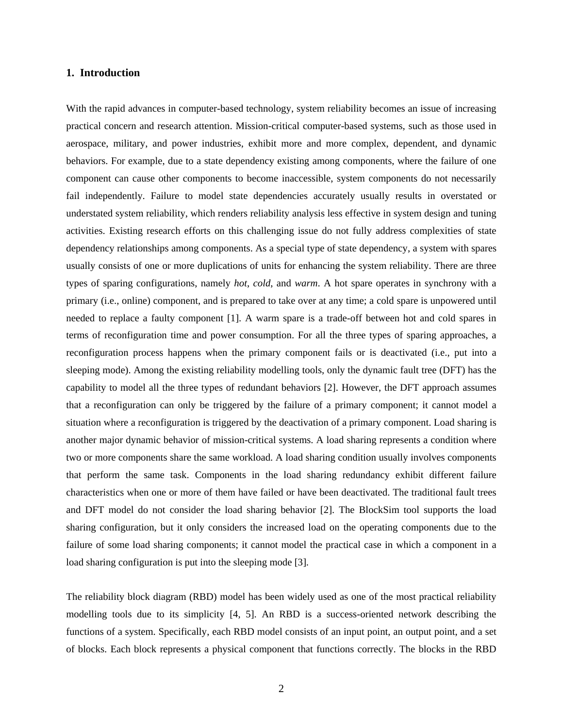## 1. Introduction

With the rapid advances in computer-based technology, system reliability becomes an issue of increasing practical concern and research attention. Mission-critical computer-based systems, such as those used in aerospace, military, and power industries, exhibit more and more complex, dependent, and dynamic behaviors. For example, due to a state dependency existing among components, where the failure of one component can cause other components to become inaccessible, system components do not necessarily fail independently. Failure to model state dependencies accurately usually results in overstated or understated system reliability, which renders reliability analysis less effective in system design and tuning activities. Existing research efforts on this challenging issue do not fully address complexities of state dependency relationships among components. As a special type of state dependency, a system with spares usually consists of one or more duplications of units for enhancing the system reliability. There are three types of sparing configurations, namely *hot*, *cold*, and *warm*. A hot spare operates in synchrony with a primary (i.e., online) component, and is prepared to take over at any time; a cold spare is unpowered until needed to replace a faulty component [1]. A warm spare is a trade-off between hot and cold spares in terms of reconfiguration time and power consumption. For all the three types of sparing approaches, a reconfiguration process happens when the primary component fails or is deactivated (i.e., put into a sleeping mode). Among the existing reliability modelling tools, only the dynamic fault tree (DFT) has the capability to model all the three types of redundant behaviors [2]. However, the DFT approach assumes that a reconfiguration can only be triggered by the failure of a primary component; it cannot model a situation where a reconfiguration is triggered by the deactivation of a primary component. Load sharing is another major dynamic behavior of mission-critical systems. A load sharing represents a condition where two or more components share the same workload. A load sharing condition usually involves components that perform the same task. Components in the load sharing redundancy exhibit different failure characteristics when one or more of them have failed or have been deactivated. The traditional fault trees and DFT model do not consider the load sharing behavior [2]. The BlockSim tool supports the load sharing configuration, but it only considers the increased load on the operating components due to the failure of some load sharing components; it cannot model the practical case in which a component in a load sharing configuration is put into the sleeping mode [3].

The reliability block diagram (RBD) model has been widely used as one of the most practical reliability modelling tools due to its simplicity [4, 5]. An RBD is a success-oriented network describing the functions of a system. Specifically, each RBD model consists of an input point, an output point, and a set of blocks. Each block represents a physical component that functions correctly. The blocks in the RBD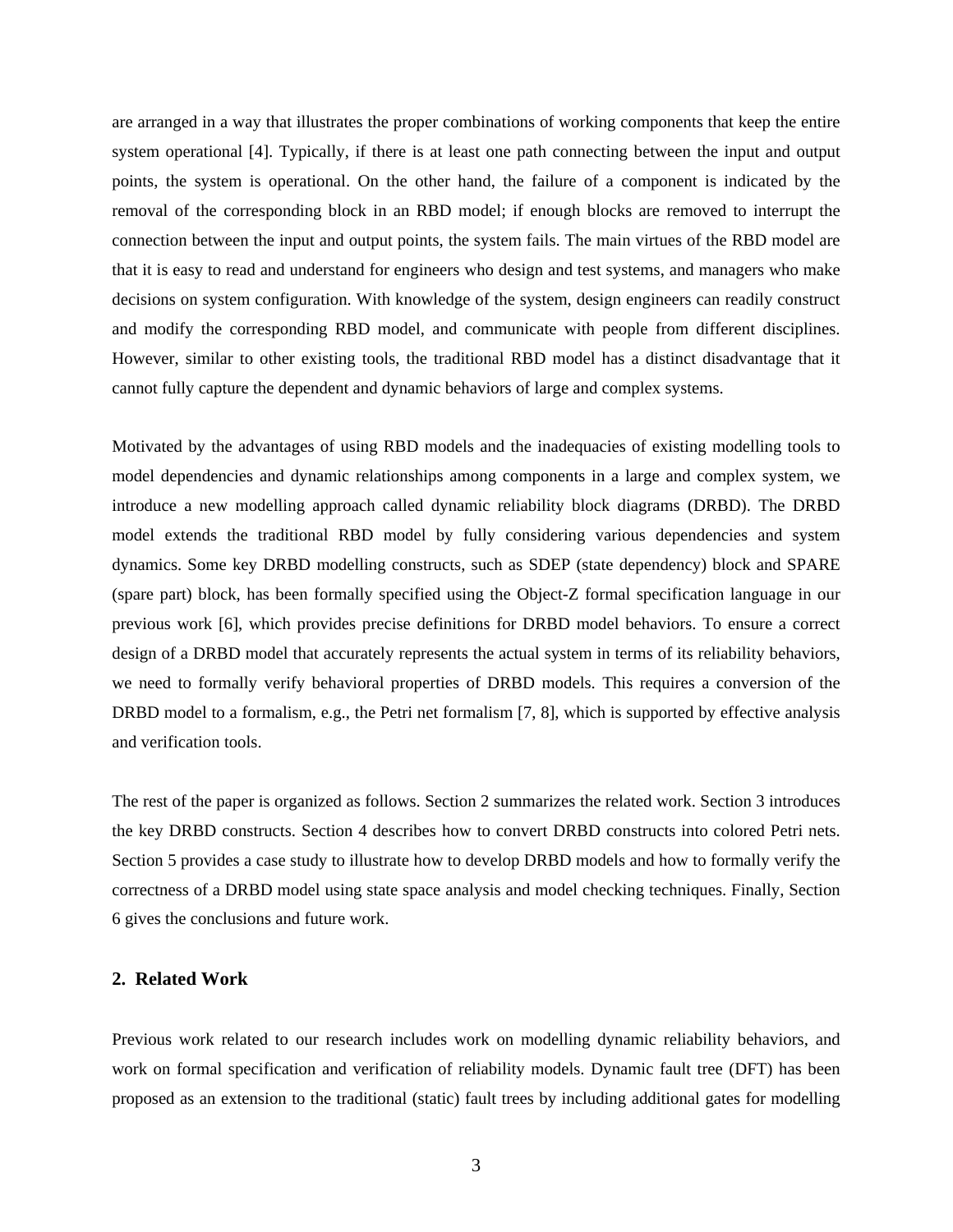are arranged in a way that illustrates the proper combinations of working components that keep the entire system operational [4]. Typically, if there is at least one path connecting between the input and output points, the system is operational. On the other hand, the failure of a component is indicated by the removal of the corresponding block in an RBD model; if enough blocks are removed to interrupt the connection between the input and output points, the system fails. The main virtues of the RBD model are that it is easy to read and understand for engineers who design and test systems, and managers who make decisions on system configuration. With knowledge of the system, design engineers can readily construct and modify the corresponding RBD model, and communicate with people from different disciplines. However, similar to other existing tools, the traditional RBD model has a distinct disadvantage that it cannot fully capture the dependent and dynamic behaviors of large and complex systems.

Motivated by the advantages of using RBD models and the inadequacies of existing modelling tools to model dependencies and dynamic relationships among components in a large and complex system, we introduce a new modelling approach called dynamic reliability block diagrams (DRBD). The DRBD model extends the traditional RBD model by fully considering various dependencies and system dynamics. Some key DRBD modelling constructs, such as SDEP (state dependency) block and SPARE (spare part) block, has been formally specified using the Object-Z formal specification language in our previous work [6], which provides precise definitions for DRBD model behaviors. To ensure a correct design of a DRBD model that accurately represents the actual system in terms of its reliability behaviors, we need to formally verify behavioral properties of DRBD models. This requires a conversion of the DRBD model to a formalism, e.g., the Petri net formalism [7, 8], which is supported by effective analysis and verification tools.

The rest of the paper is organized as follows. Section 2 summarizes the related work. Section 3 introduces the key DRBD constructs. Section 4 describes how to convert DRBD constructs into colored Petri nets. Section 5 provides a case study to illustrate how to develop DRBD models and how to formally verify the correctness of a DRBD model using state space analysis and model checking techniques. Finally, Section 6 gives the conclusions and future work.

## 2. Related Work

Previous work related to our research includes work on modelling dynamic reliability behaviors, and work on formal specification and verification of reliability models. Dynamic fault tree (DFT) has been proposed as an extension to the traditional (static) fault trees by including additional gates for modelling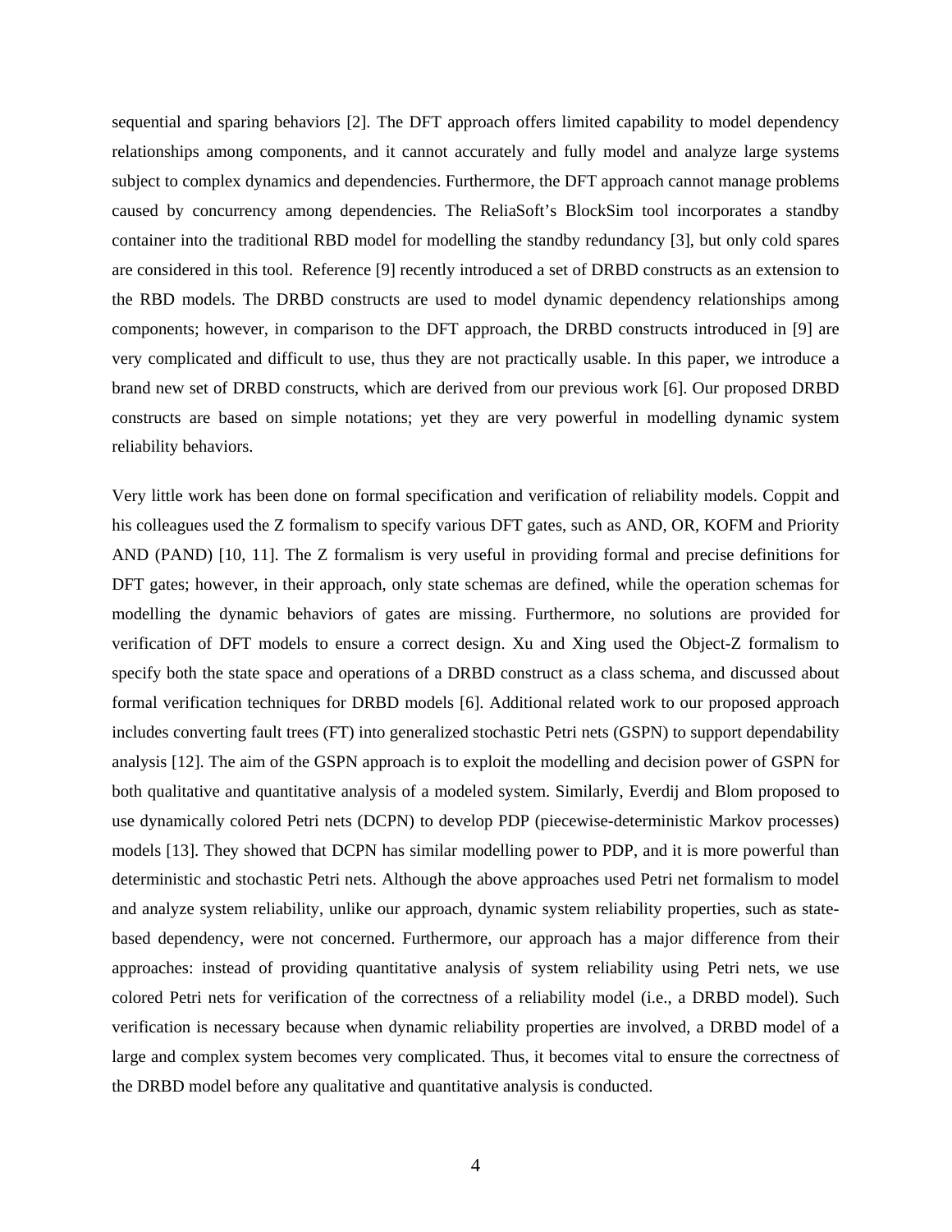sequential and sparing behaviors [2]. The DFT approach offers limited capability to model dependency relationships among components, and it cannot accurately and fully model and analyze large systems subject to complex dynamics and dependencies. Furthermore, the DFT approach cannot manage problems caused by concurrency among dependencies. The ReliaSoft's BlockSim tool incorporates a standby container into the traditional RBD model for modelling the standby redundancy [3], but only cold spares are considered in this tool. Reference [9] recently introduced a set of DRBD constructs as an extension to the RBD models. The DRBD constructs are used to model dynamic dependency relationships among components; however, in comparison to the DFT approach, the DRBD constructs introduced in [9] are very complicated and difficult to use, thus they are not practically usable. In this paper, we introduce a brand new set of DRBD constructs, which are derived from our previous work [6]. Our proposed DRBD constructs are based on simple notations; yet they are very powerful in modelling dynamic system reliability behaviors.

Very little work has been done on formal specification and verification of reliability models. Coppit and his colleagues used the Z formalism to specify various DFT gates, such as AND, OR, KOFM and Priority AND (PAND) [10, 11]. The Z formalism is very useful in providing formal and precise definitions for DFT gates; however, in their approach, only state schemas are defined, while the operation schemas for modelling the dynamic behaviors of gates are missing. Furthermore, no solutions are provided for verification of DFT models to ensure a correct design. Xu and Xing used the Object-Z formalism to specify both the state space and operations of a DRBD construct as a class schema, and discussed about formal verification techniques for DRBD models [6]. Additional related work to our proposed approach includes converting fault trees (FT) into generalized stochastic Petri nets (GSPN) to support dependability analysis [12]. The aim of the GSPN approach is to exploit the modelling and decision power of GSPN for both qualitative and quantitative analysis of a modeled system. Similarly, Everdij and Blom proposed to use dynamically colored Petri nets (DCPN) to develop PDP (piecewise-deterministic Markov processes) models [13]. They showed that DCPN has similar modelling power to PDP, and it is more powerful than deterministic and stochastic Petri nets. Although the above approaches used Petri net formalism to model and analyze system reliability, unlike our approach, dynamic system reliability properties, such as state-based dependency, were not concerned. Furthermore, our approach has a major difference from their approaches: instead of providing quantitative analysis of system reliability using Petri nets, we use colored Petri nets for verification of the correctness of a reliability model (i.e., a DRBD model). Such verification is necessary because when dynamic reliability properties are involved, a DRBD model of a large and complex system becomes very complicated. Thus, it becomes vital to ensure the correctness of the DRBD model before any qualitative and quantitative analysis is conducted.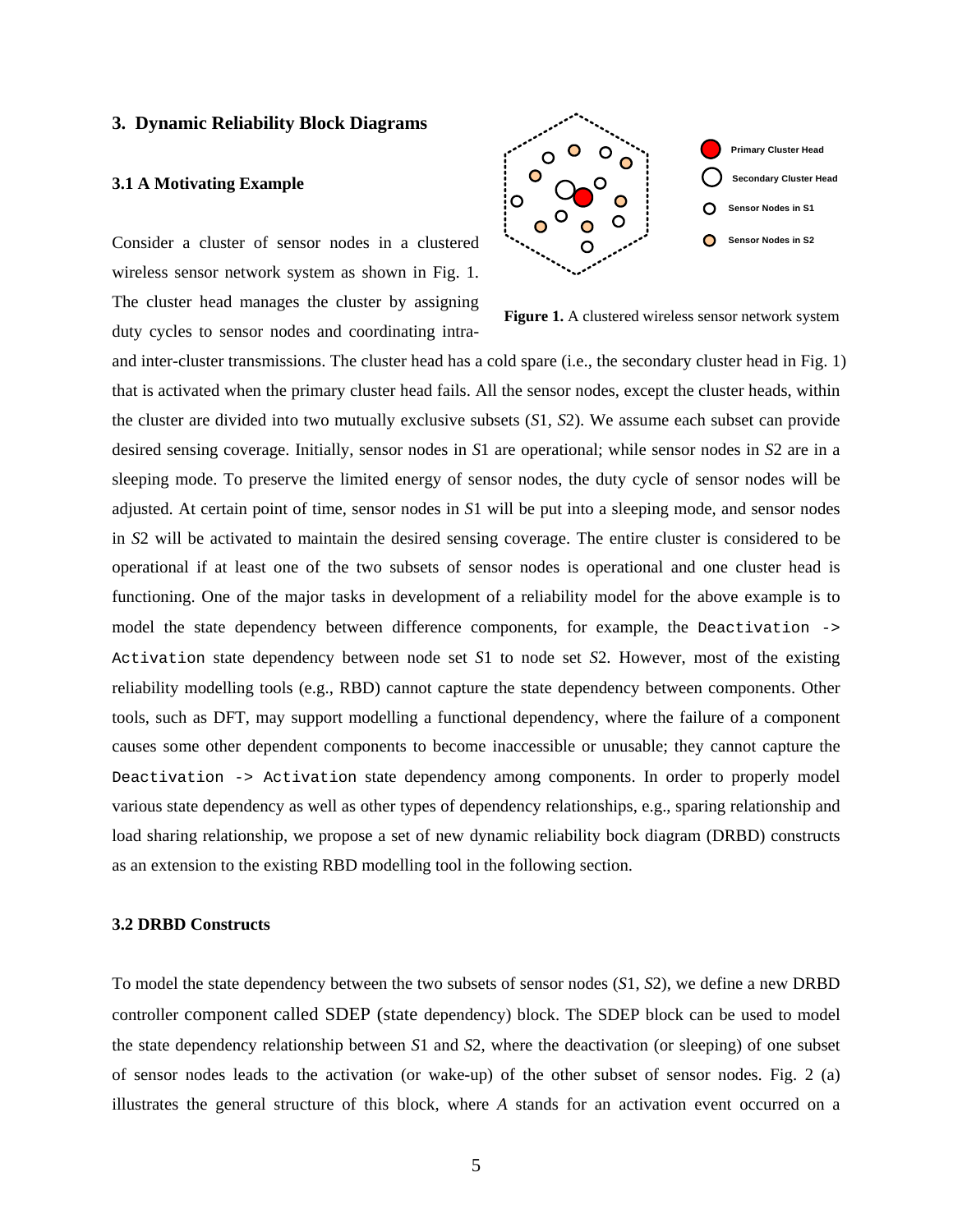## 3. Dynamic Reliability Block Diagrams

### 3.1 A Motivating Example

Consider a cluster of sensor nodes in a clustered wireless sensor network system as shown in Fig. 1. The cluster head manages the cluster by assigning duty cycles to sensor nodes and coordinating intra- and inter-cluster transmissions. The cluster head has a cold spare (i.e., the secondary cluster head in Fig. 1) that is activated when the primary cluster head fails. All the sensor nodes, except the cluster heads, within the cluster are divided into two mutually exclusive subsets (*S*1, *S*2). We assume each subset can provide desired sensing coverage. Initially, sensor nodes in *S*1 are operational; while sensor nodes in *S*2 are in a sleeping mode. To preserve the limited energy of sensor nodes, the duty cycle of sensor nodes will be adjusted. At certain point of time, sensor nodes in *S*1 will be put into a sleeping mode, and sensor nodes in *S*2 will be activated to maintain the desired sensing coverage. The entire cluster is considered to be operational if at least one of the two subsets of sensor nodes is operational and one cluster head is functioning. One of the major tasks in development of a reliability model for the above example is to model the state dependency between difference components, for example, the `Deactivation -> Activation` state dependency between node set *S*1 to node set *S*2. However, most of the existing reliability modelling tools (e.g., RBD) cannot capture the state dependency between components. Other tools, such as DFT, may support modelling a functional dependency, where the failure of a component causes some other dependent components to become inaccessible or unusable; they cannot capture the `Deactivation -> Activation` state dependency among components. In order to properly model various state dependency as well as other types of dependency relationships, e.g., sparing relationship and load sharing relationship, we propose a set of new dynamic reliability bock diagram (DRBD) constructs as an extension to the existing RBD modelling tool in the following section.

Primary Cluster Head

Secondary Cluster Head

Sensor Nodes in S1

Sensor Nodes in S2

**Figure 1.** A clustered wireless sensor network system

### 3.2 DRBD Constructs

To model the state dependency between the two subsets of sensor nodes (*S*1, *S*2), we define a new DRBD controller component called SDEP (state dependency) block. The SDEP block can be used to model the state dependency relationship between *S*1 and *S*2, where the deactivation (or sleeping) of one subset of sensor nodes leads to the activation (or wake-up) of the other subset of sensor nodes. Fig. 2 (a) illustrates the general structure of this block, where *A* stands for an activation event occurred on a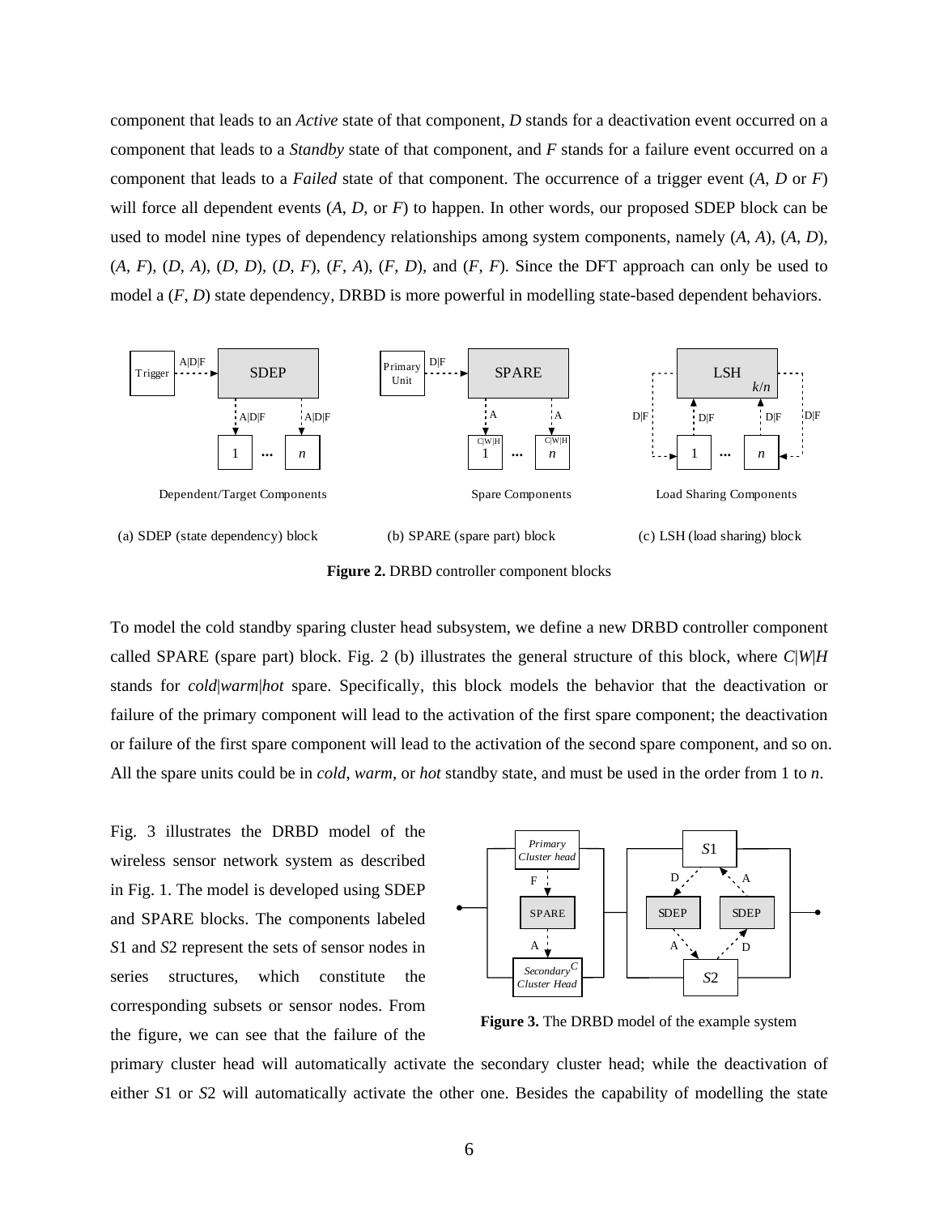component that leads to an *Active* state of that component, *D* stands for a deactivation event occurred on a component that leads to a *Standby* state of that component, and *F* stands for a failure event occurred on a component that leads to a *Failed* state of that component. The occurrence of a trigger event (*A*, *D* or *F*) will force all dependent events (*A*, *D*, or *F*) to happen. In other words, our proposed SDEP block can be used to model nine types of dependency relationships among system components, namely (*A*, *A*), (*A*, *D*), (*A*, *F*), (*D*, *A*), (*D*, *D*), (*D*, *F*), (*F*, *A*), (*F*, *D*), and (*F*, *F*). Since the DFT approach can only be used to model a (*F*, *D*) state dependency, DRBD is more powerful in modelling state-based dependent behaviors.

(a) SDEP (state dependency) block (b) SPARE (spare part) block (c) LSH (load sharing) block

**Figure 2.** DRBD controller component blocks

To model the cold standby sparing cluster head subsystem, we define a new DRBD controller component called SPARE (spare part) block. Fig. 2 (b) illustrates the general structure of this block, where *C*|*W*|*H* stands for *cold*|*warm*|*hot* spare. Specifically, this block models the behavior that the deactivation or failure of the primary component will lead to the activation of the first spare component; the deactivation or failure of the first spare component will lead to the activation of the second spare component, and so on. All the spare units could be in *cold*, *warm*, or *hot* standby state, and must be used in the order from 1 to *n*.

Fig. 3 illustrates the DRBD model of the wireless sensor network system as described in Fig. 1. The model is developed using SDEP and SPARE blocks. The components labeled *S*1 and *S*2 represent the sets of sensor nodes in series structures, which constitute the corresponding subsets or sensor nodes. From the figure, we can see that the failure of the primary cluster head will automatically activate the secondary cluster head; while the deactivation of either *S*1 or *S*2 will automatically activate the other one. Besides the capability of modelling the state

**Figure 3.** The DRBD model of the example system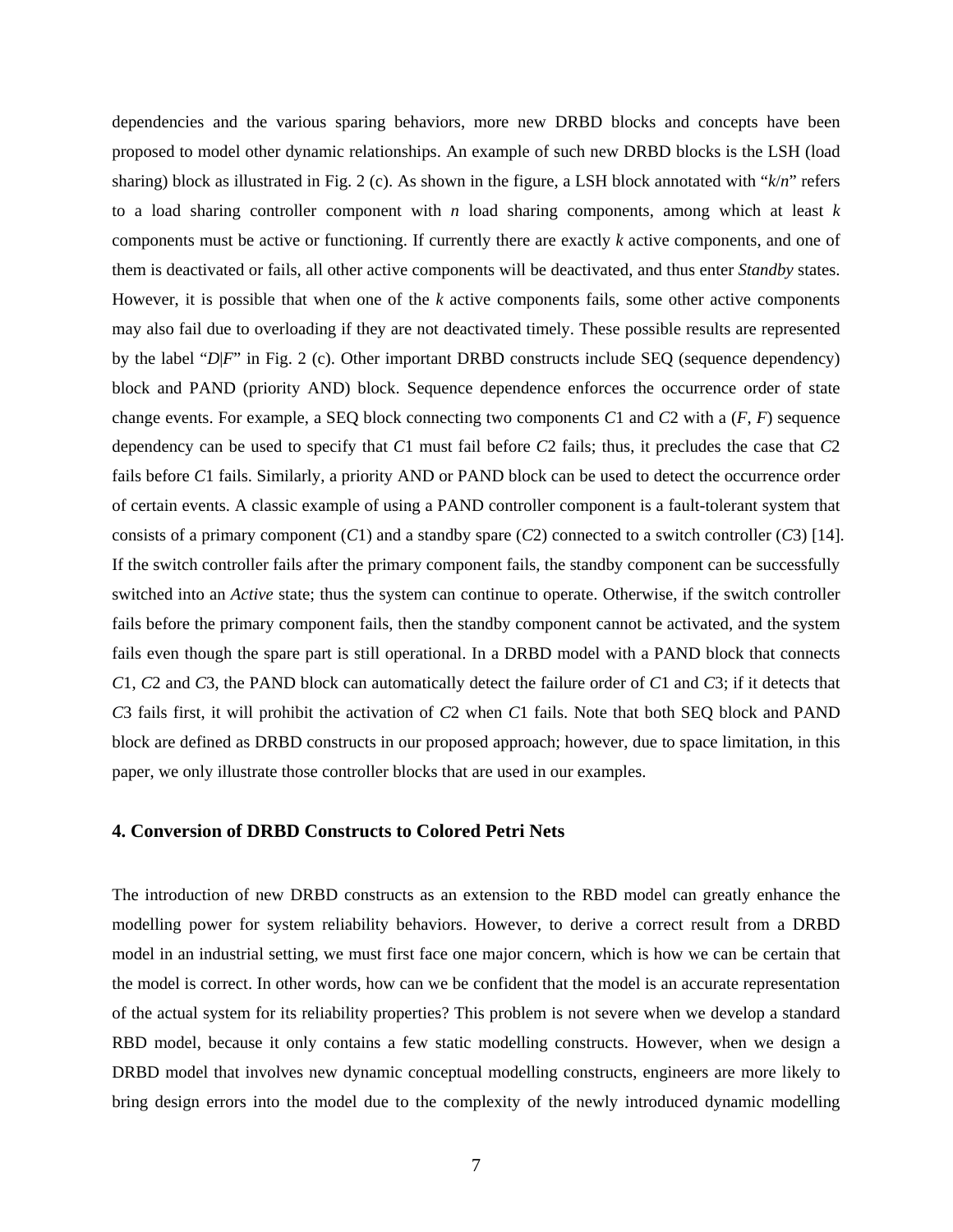dependencies and the various sparing behaviors, more new DRBD blocks and concepts have been proposed to model other dynamic relationships. An example of such new DRBD blocks is the LSH (load sharing) block as illustrated in Fig. 2 (c). As shown in the figure, a LSH block annotated with "$k/n$" refers to a load sharing controller component with $n$ load sharing components, among which at least $k$ components must be active or functioning. If currently there are exactly $k$ active components, and one of them is deactivated or fails, all other active components will be deactivated, and thus enter *Standby* states. However, it is possible that when one of the $k$ active components fails, some other active components may also fail due to overloading if they are not deactivated timely. These possible results are represented by the label "$D|F$" in Fig. 2 (c). Other important DRBD constructs include SEQ (sequence dependency) block and PAND (priority AND) block. Sequence dependence enforces the occurrence order of state change events. For example, a SEQ block connecting two components $C1$ and $C2$ with a ($F$, $F$) sequence dependency can be used to specify that $C1$ must fail before $C2$ fails; thus, it precludes the case that $C2$ fails before $C1$ fails. Similarly, a priority AND or PAND block can be used to detect the occurrence order of certain events. A classic example of using a PAND controller component is a fault-tolerant system that consists of a primary component ($C1$) and a standby spare ($C2$) connected to a switch controller ($C3$) [14]. If the switch controller fails after the primary component fails, the standby component can be successfully switched into an *Active* state; thus the system can continue to operate. Otherwise, if the switch controller fails before the primary component fails, then the standby component cannot be activated, and the system fails even though the spare part is still operational. In a DRBD model with a PAND block that connects $C1$, $C2$ and $C3$, the PAND block can automatically detect the failure order of $C1$ and $C3$; if it detects that $C3$ fails first, it will prohibit the activation of $C2$ when $C1$ fails. Note that both SEQ block and PAND block are defined as DRBD constructs in our proposed approach; however, due to space limitation, in this paper, we only illustrate those controller blocks that are used in our examples.

## 4. Conversion of DRBD Constructs to Colored Petri Nets

The introduction of new DRBD constructs as an extension to the RBD model can greatly enhance the modelling power for system reliability behaviors. However, to derive a correct result from a DRBD model in an industrial setting, we must first face one major concern, which is how we can be certain that the model is correct. In other words, how can we be confident that the model is an accurate representation of the actual system for its reliability properties? This problem is not severe when we develop a standard RBD model, because it only contains a few static modelling constructs. However, when we design a DRBD model that involves new dynamic conceptual modelling constructs, engineers are more likely to bring design errors into the model due to the complexity of the newly introduced dynamic modelling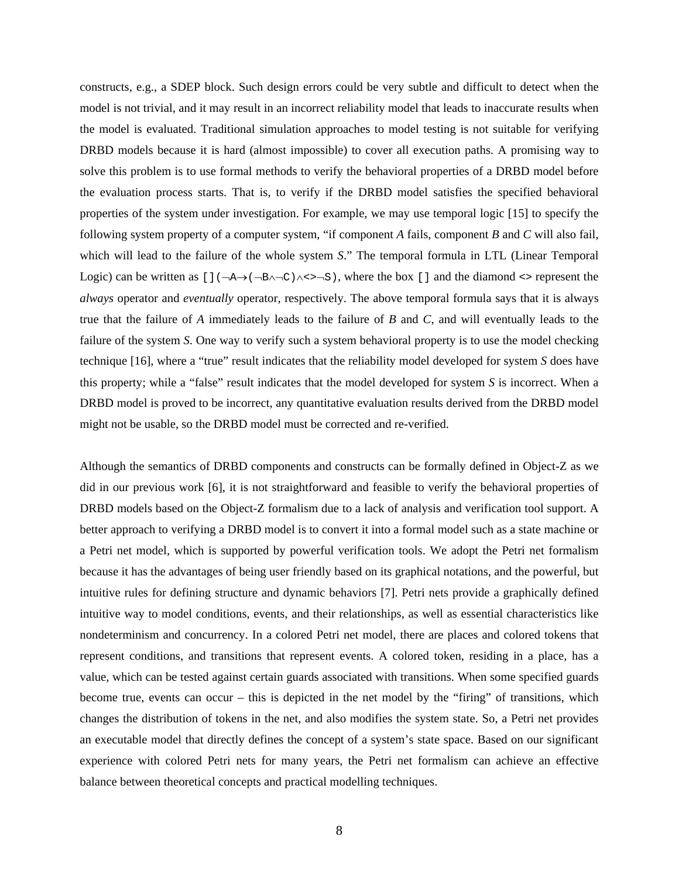constructs, e.g., a SDEP block. Such design errors could be very subtle and difficult to detect when the model is not trivial, and it may result in an incorrect reliability model that leads to inaccurate results when the model is evaluated. Traditional simulation approaches to model testing is not suitable for verifying DRBD models because it is hard (almost impossible) to cover all execution paths. A promising way to solve this problem is to use formal methods to verify the behavioral properties of a DRBD model before the evaluation process starts. That is, to verify if the DRBD model satisfies the specified behavioral properties of the system under investigation. For example, we may use temporal logic [15] to specify the following system property of a computer system, "if component *A* fails, component *B* and *C* will also fail, which will lead to the failure of the whole system *S*." The temporal formula in LTL (Linear Temporal Logic) can be written as `[](¬A→(¬B∧¬C)∧<>¬S)`, where the box `[]` and the diamond `<>` represent the *always* operator and *eventually* operator, respectively. The above temporal formula says that it is always true that the failure of *A* immediately leads to the failure of *B* and *C*, and will eventually leads to the failure of the system *S*. One way to verify such a system behavioral property is to use the model checking technique [16], where a "true" result indicates that the reliability model developed for system *S* does have this property; while a "false" result indicates that the model developed for system *S* is incorrect. When a DRBD model is proved to be incorrect, any quantitative evaluation results derived from the DRBD model might not be usable, so the DRBD model must be corrected and re-verified.

Although the semantics of DRBD components and constructs can be formally defined in Object-Z as we did in our previous work [6], it is not straightforward and feasible to verify the behavioral properties of DRBD models based on the Object-Z formalism due to a lack of analysis and verification tool support. A better approach to verifying a DRBD model is to convert it into a formal model such as a state machine or a Petri net model, which is supported by powerful verification tools. We adopt the Petri net formalism because it has the advantages of being user friendly based on its graphical notations, and the powerful, but intuitive rules for defining structure and dynamic behaviors [7]. Petri nets provide a graphically defined intuitive way to model conditions, events, and their relationships, as well as essential characteristics like nondeterminism and concurrency. In a colored Petri net model, there are places and colored tokens that represent conditions, and transitions that represent events. A colored token, residing in a place, has a value, which can be tested against certain guards associated with transitions. When some specified guards become true, events can occur – this is depicted in the net model by the "firing" of transitions, which changes the distribution of tokens in the net, and also modifies the system state. So, a Petri net provides an executable model that directly defines the concept of a system's state space. Based on our significant experience with colored Petri nets for many years, the Petri net formalism can achieve an effective balance between theoretical concepts and practical modelling techniques.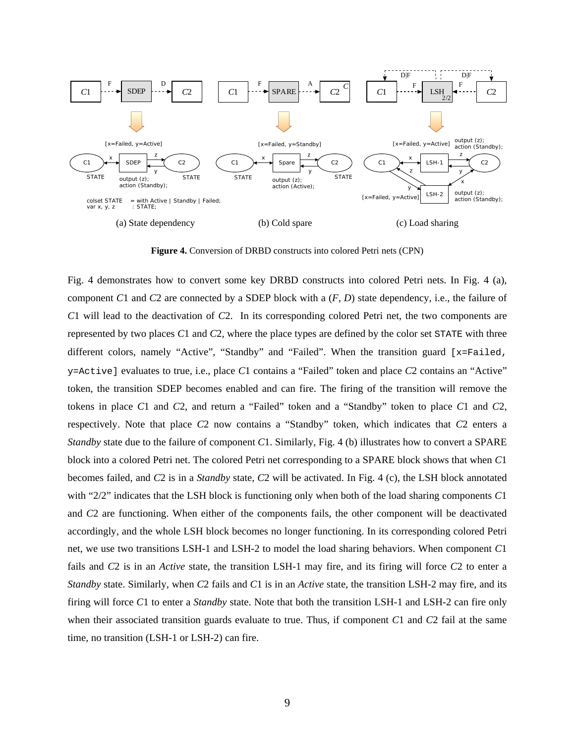**Figure 4.** Conversion of DRBD constructs into colored Petri nets (CPN)

Fig. 4 demonstrates how to convert some key DRBD constructs into colored Petri nets. In Fig. 4 (a), component $C1$ and $C2$ are connected by a SDEP block with a ($F$, $D$) state dependency, i.e., the failure of $C1$ will lead to the deactivation of $C2$. In its corresponding colored Petri net, the two components are represented by two places $C1$ and $C2$, where the place types are defined by the color set `STATE` with three different colors, namely "Active", "Standby" and "Failed". When the transition guard `[x=Failed, y=Active]` evaluates to true, i.e., place $C1$ contains a "Failed" token and place $C2$ contains an "Active" token, the transition SDEP becomes enabled and can fire. The firing of the transition will remove the tokens in place $C1$ and $C2$, and return a "Failed" token and a "Standby" token to place $C1$ and $C2$, respectively. Note that place $C2$ now contains a "Standby" token, which indicates that $C2$ enters a *Standby* state due to the failure of component $C1$. Similarly, Fig. 4 (b) illustrates how to convert a SPARE block into a colored Petri net. The colored Petri net corresponding to a SPARE block shows that when $C1$ becomes failed, and $C2$ is in a *Standby* state, $C2$ will be activated. In Fig. 4 (c), the LSH block annotated with "2/2" indicates that the LSH block is functioning only when both of the load sharing components $C1$ and $C2$ are functioning. When either of the components fails, the other component will be deactivated accordingly, and the whole LSH block becomes no longer functioning. In its corresponding colored Petri net, we use two transitions LSH-1 and LSH-2 to model the load sharing behaviors. When component $C1$ fails and $C2$ is in an *Active* state, the transition LSH-1 may fire, and its firing will force $C2$ to enter a *Standby* state. Similarly, when $C2$ fails and $C1$ is in an *Active* state, the transition LSH-2 may fire, and its firing will force $C1$ to enter a *Standby* state. Note that both the transition LSH-1 and LSH-2 can fire only when their associated transition guards evaluate to true. Thus, if component $C1$ and $C2$ fail at the same time, no transition (LSH-1 or LSH-2) can fire.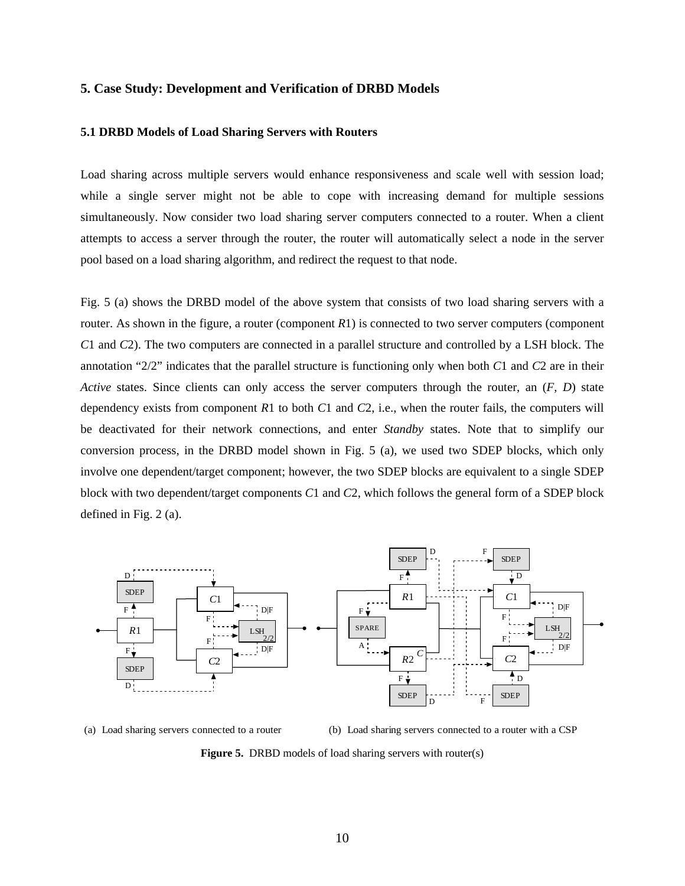## 5. Case Study: Development and Verification of DRBD Models

### 5.1 DRBD Models of Load Sharing Servers with Routers

Load sharing across multiple servers would enhance responsiveness and scale well with session load; while a single server might not be able to cope with increasing demand for multiple sessions simultaneously. Now consider two load sharing server computers connected to a router. When a client attempts to access a server through the router, the router will automatically select a node in the server pool based on a load sharing algorithm, and redirect the request to that node.

Fig. 5 (a) shows the DRBD model of the above system that consists of two load sharing servers with a router. As shown in the figure, a router (component *R*1) is connected to two server computers (component *C*1 and *C*2). The two computers are connected in a parallel structure and controlled by a LSH block. The annotation "2/2" indicates that the parallel structure is functioning only when both *C*1 and *C*2 are in their *Active* states. Since clients can only access the server computers through the router, an (*F*, *D*) state dependency exists from component *R*1 to both *C*1 and *C*2, i.e., when the router fails, the computers will be deactivated for their network connections, and enter *Standby* states. Note that to simplify our conversion process, in the DRBD model shown in Fig. 5 (a), we used two SDEP blocks, which only involve one dependent/target component; however, the two SDEP blocks are equivalent to a single SDEP block with two dependent/target components *C*1 and *C*2, which follows the general form of a SDEP block defined in Fig. 2 (a).

(a) Load sharing servers connected to a router

(b) Load sharing servers connected to a router with a CSP

**Figure 5.** DRBD models of load sharing servers with router(s)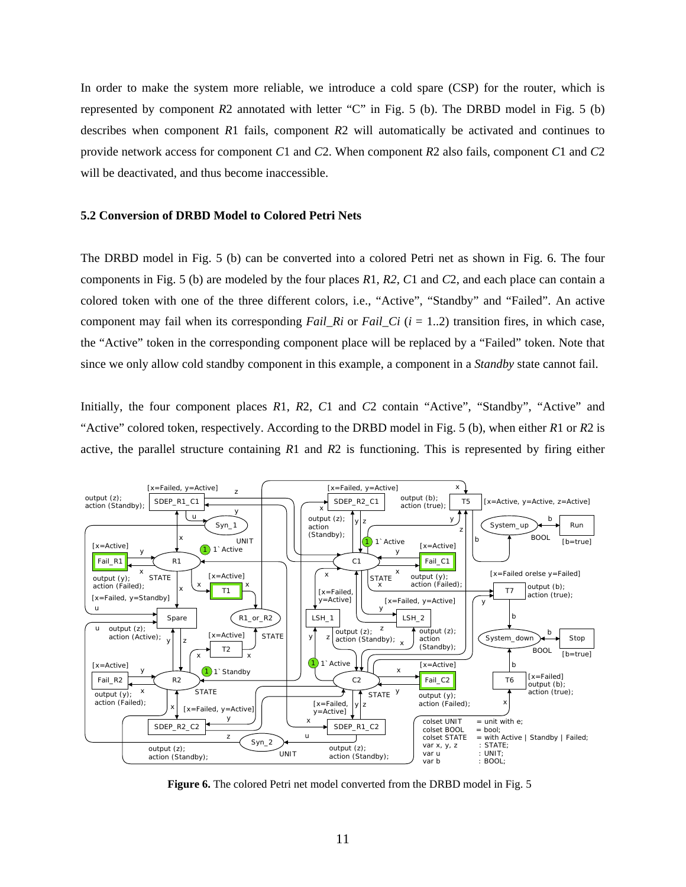In order to make the system more reliable, we introduce a cold spare (CSP) for the router, which is represented by component *R*2 annotated with letter "C" in Fig. 5 (b). The DRBD model in Fig. 5 (b) describes when component *R*1 fails, component *R*2 will automatically be activated and continues to provide network access for component *C*1 and *C*2. When component *R*2 also fails, component *C*1 and *C*2 will be deactivated, and thus become inaccessible.

### 5.2 Conversion of DRBD Model to Colored Petri Nets

The DRBD model in Fig. 5 (b) can be converted into a colored Petri net as shown in Fig. 6. The four components in Fig. 5 (b) are modeled by the four places *R*1, *R2*, *C*1 and *C*2, and each place can contain a colored token with one of the three different colors, i.e., "Active", "Standby" and "Failed". An active component may fail when its corresponding *Fail_Ri* or *Fail_Ci* (*i* = 1..2) transition fires, in which case, the "Active" token in the corresponding component place will be replaced by a "Failed" token. Note that since we only allow cold standby component in this example, a component in a *Standby* state cannot fail.

Initially, the four component places *R*1, *R*2, *C*1 and *C*2 contain "Active", "Standby", "Active" and "Active" colored token, respectively. According to the DRBD model in Fig. 5 (b), when either *R*1 or *R*2 is active, the parallel structure containing *R*1 and *R*2 is functioning. This is represented by firing either

**Figure 6.** The colored Petri net model converted from the DRBD model in Fig. 5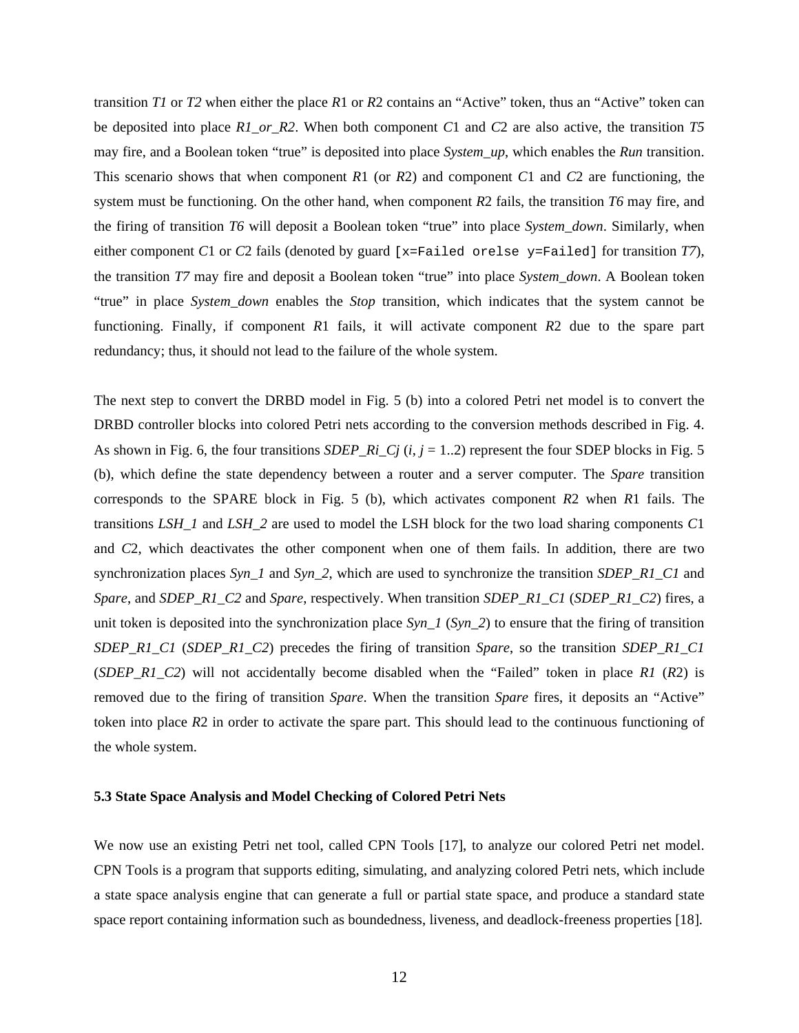transition *T1* or *T2* when either the place *R*1 or *R*2 contains an "Active" token, thus an "Active" token can be deposited into place *R1_or_R2*. When both component *C*1 and *C*2 are also active, the transition *T5* may fire, and a Boolean token "true" is deposited into place *System_up*, which enables the *Run* transition. This scenario shows that when component *R*1 (or *R*2) and component *C*1 and *C*2 are functioning, the system must be functioning. On the other hand, when component *R*2 fails, the transition *T6* may fire, and the firing of transition *T6* will deposit a Boolean token "true" into place *System_down*. Similarly, when either component *C*1 or *C*2 fails (denoted by guard `[x=Failed orelse y=Failed]` for transition *T7*), the transition *T7* may fire and deposit a Boolean token "true" into place *System_down*. A Boolean token "true" in place *System_down* enables the *Stop* transition, which indicates that the system cannot be functioning. Finally, if component *R*1 fails, it will activate component *R*2 due to the spare part redundancy; thus, it should not lead to the failure of the whole system.

The next step to convert the DRBD model in Fig. 5 (b) into a colored Petri net model is to convert the DRBD controller blocks into colored Petri nets according to the conversion methods described in Fig. 4. As shown in Fig. 6, the four transitions *SDEP_Ri_Cj* ($i, j$ = 1..2) represent the four SDEP blocks in Fig. 5 (b), which define the state dependency between a router and a server computer. The *Spare* transition corresponds to the SPARE block in Fig. 5 (b), which activates component *R*2 when *R*1 fails. The transitions *LSH_1* and *LSH_2* are used to model the LSH block for the two load sharing components *C*1 and *C*2, which deactivates the other component when one of them fails. In addition, there are two synchronization places *Syn_1* and *Syn_2*, which are used to synchronize the transition *SDEP_R1_C1* and *Spare*, and *SDEP_R1_C2* and *Spare*, respectively. When transition *SDEP_R1_C1* (*SDEP_R1_C2*) fires, a unit token is deposited into the synchronization place *Syn_1* (*Syn_2*) to ensure that the firing of transition *SDEP_R1_C1* (*SDEP_R1_C2*) precedes the firing of transition *Spare*, so the transition *SDEP_R1_C1* (*SDEP_R1_C2*) will not accidentally become disabled when the "Failed" token in place *R1* (*R*2) is removed due to the firing of transition *Spare*. When the transition *Spare* fires, it deposits an "Active" token into place *R*2 in order to activate the spare part. This should lead to the continuous functioning of the whole system.

### 5.3 State Space Analysis and Model Checking of Colored Petri Nets

We now use an existing Petri net tool, called CPN Tools [17], to analyze our colored Petri net model. CPN Tools is a program that supports editing, simulating, and analyzing colored Petri nets, which include a state space analysis engine that can generate a full or partial state space, and produce a standard state space report containing information such as boundedness, liveness, and deadlock-freeness properties [18].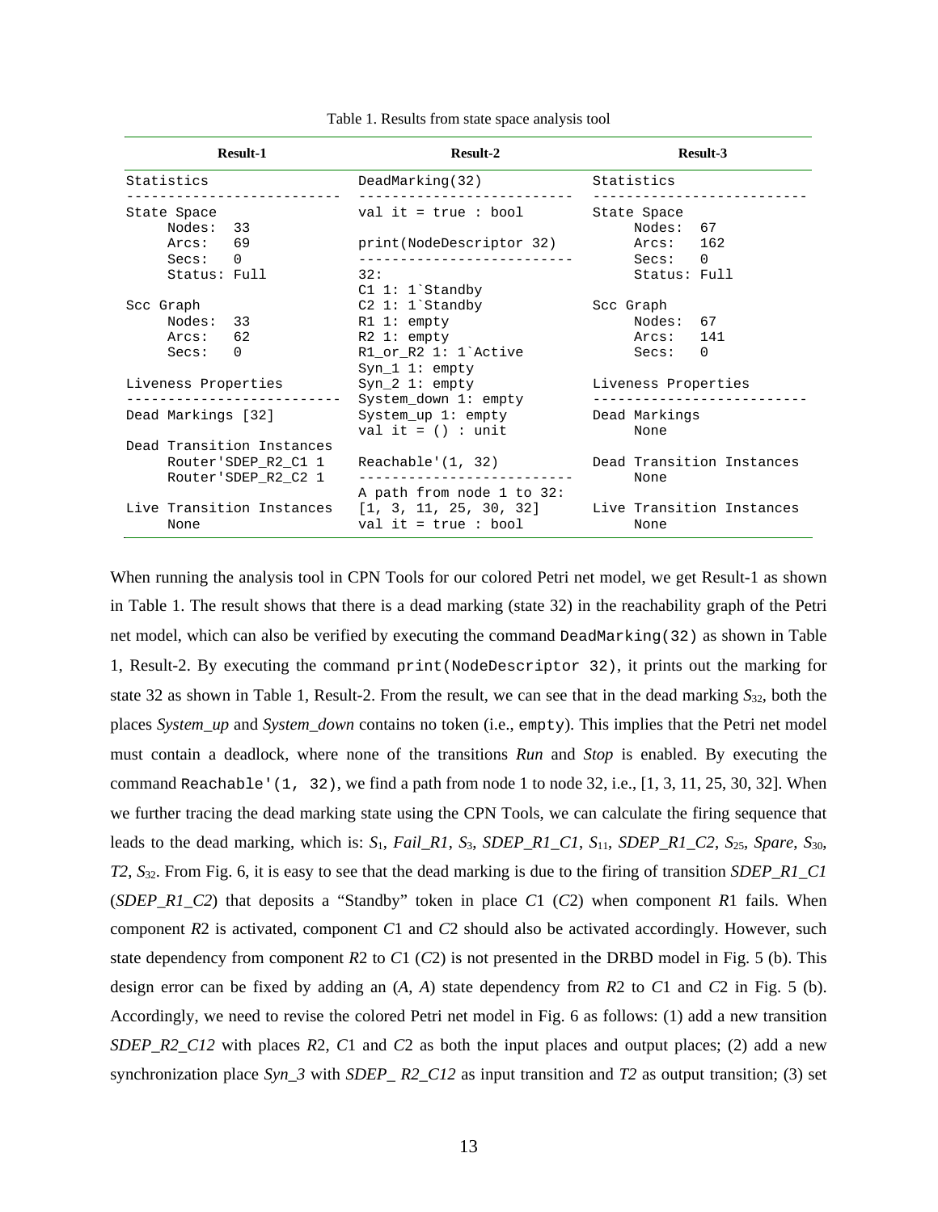Table 1. Results from state space analysis tool

| Result-1 | Result-2 | Result-3 |
|---|---|---|
| <pre>Statistics<br>-------------------------<br>State Space<br>    Nodes:  33<br>    Arcs:   69<br>    Secs:   0<br>    Status: Full<br><br>Scc Graph<br>    Nodes:  33<br>    Arcs:   62<br>    Secs:   0<br><br>Liveness Properties<br>-------------------------<br>Dead Markings [32]<br><br>Dead Transition Instances<br>    Router'SDEP_R2_C1 1<br>    Router'SDEP_R2_C2 1<br><br>Live Transition Instances<br>    None</pre> | <pre>DeadMarking(32)<br>-------------------------<br>val it = true : bool<br><br>print(NodeDescriptor 32)<br>-------------------------<br>32:<br>C1 1: 1`Standby<br>C2 1: 1`Standby<br>R1 1: empty<br>R2 1: empty<br>R1_or_R2 1: 1`Active<br>Syn_1 1: empty<br>Syn_2 1: empty<br>System_down 1: empty<br>System_up 1: empty<br>val it = () : unit<br><br>Reachable'(1, 32)<br>-------------------------<br>A path from node 1 to 32:<br>[1, 3, 11, 25, 30, 32]<br>val it = true : bool</pre> | <pre>Statistics<br>-------------------------<br>State Space<br>    Nodes:  67<br>    Arcs:   162<br>    Secs:   0<br>    Status: Full<br><br>Scc Graph<br>    Nodes:  67<br>    Arcs:   141<br>    Secs:   0<br><br>Liveness Properties<br>-------------------------<br>Dead Markings<br>    None<br><br>Dead Transition Instances<br>    None<br><br>Live Transition Instances<br>    None</pre> |

When running the analysis tool in CPN Tools for our colored Petri net model, we get Result-1 as shown in Table 1. The result shows that there is a dead marking (state 32) in the reachability graph of the Petri net model, which can also be verified by executing the command `DeadMarking(32)` as shown in Table 1, Result-2. By executing the command `print(NodeDescriptor 32)`, it prints out the marking for state 32 as shown in Table 1, Result-2. From the result, we can see that in the dead marking $S_{32}$, both the places *System_up* and *System_down* contains no token (i.e., `empty`). This implies that the Petri net model must contain a deadlock, where none of the transitions *Run* and *Stop* is enabled. By executing the command `Reachable'(1, 32)`, we find a path from node 1 to node 32, i.e., [1, 3, 11, 25, 30, 32]. When we further tracing the dead marking state using the CPN Tools, we can calculate the firing sequence that leads to the dead marking, which is: $S_1$, *Fail_R1*, $S_3$, *SDEP_R1_C1*, $S_{11}$, *SDEP_R1_C2*, $S_{25}$, *Spare*, $S_{30}$, *T2*, $S_{32}$. From Fig. 6, it is easy to see that the dead marking is due to the firing of transition *SDEP_R1_C1* (*SDEP_R1_C2*) that deposits a "Standby" token in place *C*1 (*C*2) when component *R*1 fails. When component *R*2 is activated, component *C*1 and *C*2 should also be activated accordingly. However, such state dependency from component *R*2 to *C*1 (*C*2) is not presented in the DRBD model in Fig. 5 (b). This design error can be fixed by adding an (*A*, *A*) state dependency from *R*2 to *C*1 and *C*2 in Fig. 5 (b). Accordingly, we need to revise the colored Petri net model in Fig. 6 as follows: (1) add a new transition *SDEP_R2_C12* with places *R*2, *C*1 and *C*2 as both the input places and output places; (2) add a new synchronization place *Syn_3* with *SDEP_ R2_C12* as input transition and *T2* as output transition; (3) set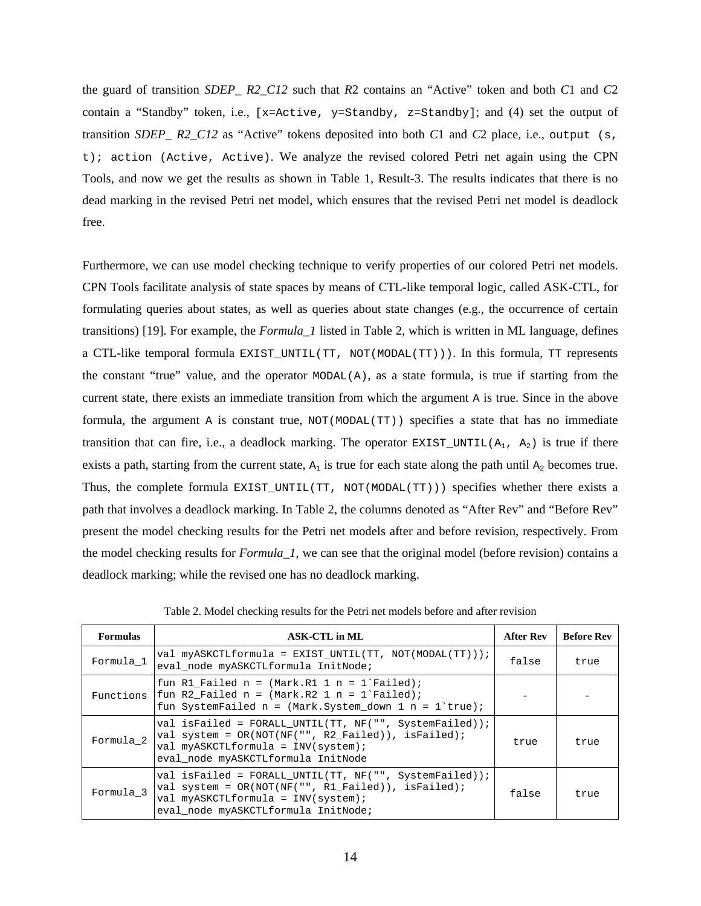the guard of transition *SDEP_ R2_C12* such that *R*2 contains an "Active" token and both *C*1 and *C*2 contain a "Standby" token, i.e., `[x=Active, y=Standby, z=Standby]`; and (4) set the output of transition *SDEP_ R2_C12* as "Active" tokens deposited into both *C*1 and *C*2 place, i.e., `output (s, t); action (Active, Active)`. We analyze the revised colored Petri net again using the CPN Tools, and now we get the results as shown in Table 1, Result-3. The results indicates that there is no dead marking in the revised Petri net model, which ensures that the revised Petri net model is deadlock free.

Furthermore, we can use model checking technique to verify properties of our colored Petri net models. CPN Tools facilitate analysis of state spaces by means of CTL-like temporal logic, called ASK-CTL, for formulating queries about states, as well as queries about state changes (e.g., the occurrence of certain transitions) [19]. For example, the *Formula_1* listed in Table 2, which is written in ML language, defines a CTL-like temporal formula `EXIST_UNTIL(TT, NOT(MODAL(TT)))`. In this formula, `TT` represents the constant "true" value, and the operator `MODAL(A)`, as a state formula, is true if starting from the current state, there exists an immediate transition from which the argument `A` is true. Since in the above formula, the argument `A` is constant true, `NOT(MODAL(TT))` specifies a state that has no immediate transition that can fire, i.e., a deadlock marking. The operator `EXIST_UNTIL(`$A_1$`, `$A_2$`)` is true if there exists a path, starting from the current state, $A_1$ is true for each state along the path until $A_2$ becomes true. Thus, the complete formula `EXIST_UNTIL(TT, NOT(MODAL(TT)))` specifies whether there exists a path that involves a deadlock marking. In Table 2, the columns denoted as "After Rev" and "Before Rev" present the model checking results for the Petri net models after and before revision, respectively. From the model checking results for *Formula_1*, we can see that the original model (before revision) contains a deadlock marking; while the revised one has no deadlock marking.

Table 2. Model checking results for the Petri net models before and after revision

| Formulas | ASK-CTL in ML | After Rev | Before Rev |
|---|---|---|---|
| Formula_1 | `val myASKCTLformula = EXIST_UNTIL(TT, NOT(MODAL(TT)));` `eval_node myASKCTLformula InitNode;` | false | true |
| Functions | ``fun R1_Failed n = (Mark.R1 1 n = 1`Failed);`` ``fun R2_Failed n = (Mark.R2 1 n = 1`Failed);`` ``fun SystemFailed n = (Mark.System_down 1 n = 1`true);`` | - | - |
| Formula_2 | `val isFailed = FORALL_UNTIL(TT, NF("", SystemFailed));` `val system = OR(NOT(NF("", R2_Failed)), isFailed);` `val myASKCTLformula = INV(system);` `eval_node myASKCTLformula InitNode` | true | true |
| Formula_3 | `val isFailed = FORALL_UNTIL(TT, NF("", SystemFailed));` `val system = OR(NOT(NF("", R1_Failed)), isFailed);` `val myASKCTLformula = INV(system);` `eval_node myASKCTLformula InitNode;` | false | true |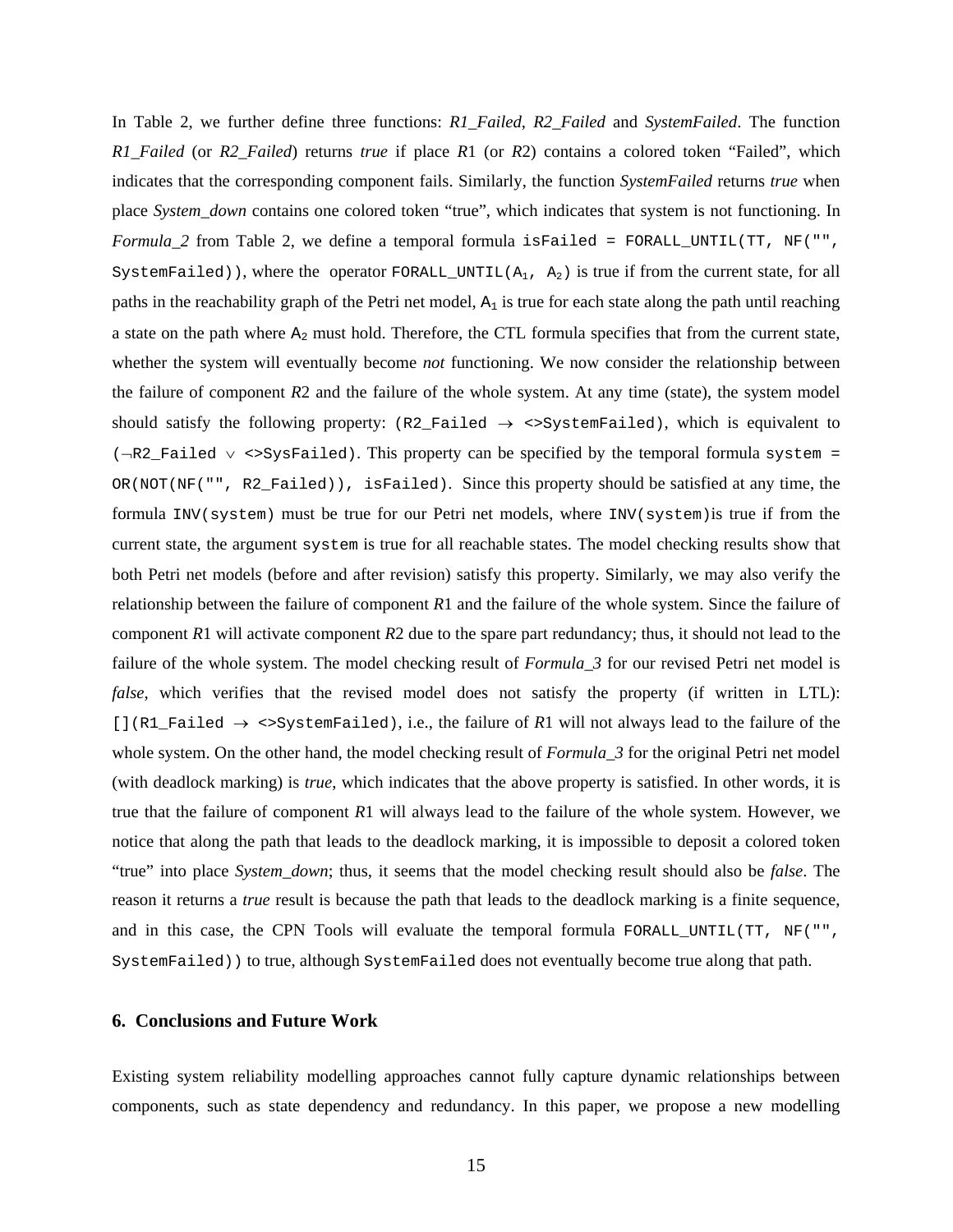In Table 2, we further define three functions: *R1_Failed*, *R2_Failed* and *SystemFailed*. The function *R1_Failed* (or *R2_Failed*) returns *true* if place *R*1 (or *R*2) contains a colored token "Failed", which indicates that the corresponding component fails. Similarly, the function *SystemFailed* returns *true* when place *System_down* contains one colored token "true", which indicates that system is not functioning. In *Formula_2* from Table 2, we define a temporal formula `isFailed = FORALL_UNTIL(TT, NF("", SystemFailed))`, where the operator `FORALL_UNTIL(A1, A2)` is true if from the current state, for all paths in the reachability graph of the Petri net model, $A_1$ is true for each state along the path until reaching a state on the path where $A_2$ must hold. Therefore, the CTL formula specifies that from the current state, whether the system will eventually become *not* functioning. We now consider the relationship between the failure of component *R*2 and the failure of the whole system. At any time (state), the system model should satisfy the following property: `(R2_Failed → <>SystemFailed)`, which is equivalent to `(¬R2_Failed ∨ <>SysFailed)`. This property can be specified by the temporal formula `system = OR(NOT(NF("", R2_Failed)), isFailed)`. Since this property should be satisfied at any time, the formula `INV(system)` must be true for our Petri net models, where `INV(system)`is true if from the current state, the argument `system` is true for all reachable states. The model checking results show that both Petri net models (before and after revision) satisfy this property. Similarly, we may also verify the relationship between the failure of component *R*1 and the failure of the whole system. Since the failure of component *R*1 will activate component *R*2 due to the spare part redundancy; thus, it should not lead to the failure of the whole system. The model checking result of *Formula_3* for our revised Petri net model is *false*, which verifies that the revised model does not satisfy the property (if written in LTL): `[](R1_Failed → <>SystemFailed)`, i.e., the failure of *R*1 will not always lead to the failure of the whole system. On the other hand, the model checking result of *Formula_3* for the original Petri net model (with deadlock marking) is *true*, which indicates that the above property is satisfied. In other words, it is true that the failure of component *R*1 will always lead to the failure of the whole system. However, we notice that along the path that leads to the deadlock marking, it is impossible to deposit a colored token "true" into place *System_down*; thus, it seems that the model checking result should also be *false*. The reason it returns a *true* result is because the path that leads to the deadlock marking is a finite sequence, and in this case, the CPN Tools will evaluate the temporal formula `FORALL_UNTIL(TT, NF("", SystemFailed))` to true, although `SystemFailed` does not eventually become true along that path.

## 6. Conclusions and Future Work

Existing system reliability modelling approaches cannot fully capture dynamic relationships between components, such as state dependency and redundancy. In this paper, we propose a new modelling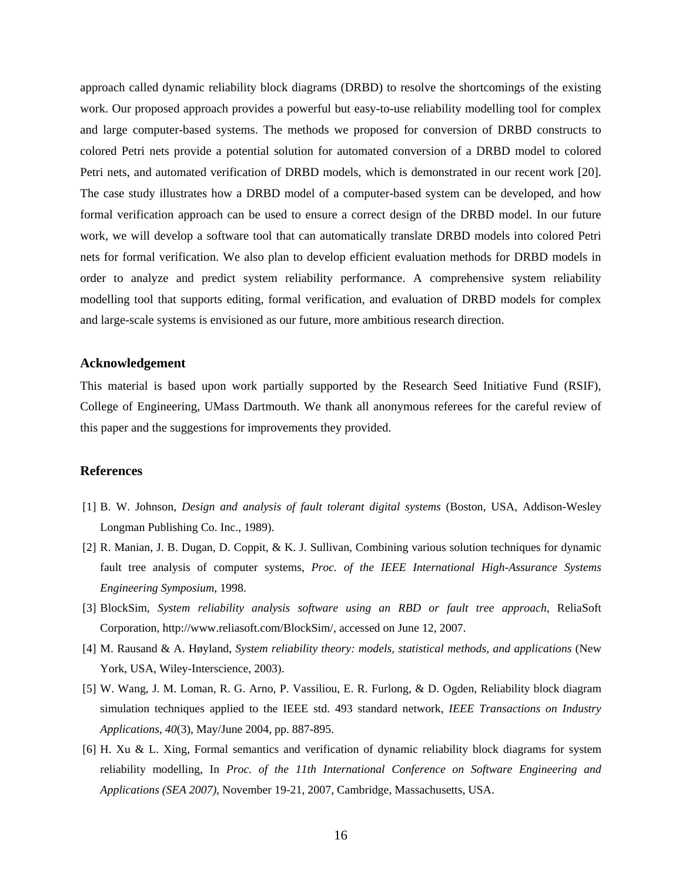approach called dynamic reliability block diagrams (DRBD) to resolve the shortcomings of the existing work. Our proposed approach provides a powerful but easy-to-use reliability modelling tool for complex and large computer-based systems. The methods we proposed for conversion of DRBD constructs to colored Petri nets provide a potential solution for automated conversion of a DRBD model to colored Petri nets, and automated verification of DRBD models, which is demonstrated in our recent work [20]. The case study illustrates how a DRBD model of a computer-based system can be developed, and how formal verification approach can be used to ensure a correct design of the DRBD model. In our future work, we will develop a software tool that can automatically translate DRBD models into colored Petri nets for formal verification. We also plan to develop efficient evaluation methods for DRBD models in order to analyze and predict system reliability performance. A comprehensive system reliability modelling tool that supports editing, formal verification, and evaluation of DRBD models for complex and large-scale systems is envisioned as our future, more ambitious research direction.

### Acknowledgement

This material is based upon work partially supported by the Research Seed Initiative Fund (RSIF), College of Engineering, UMass Dartmouth. We thank all anonymous referees for the careful review of this paper and the suggestions for improvements they provided.

### References

[1] B. W. Johnson, *Design and analysis of fault tolerant digital systems* (Boston, USA, Addison-Wesley Longman Publishing Co. Inc., 1989).

[2] R. Manian, J. B. Dugan, D. Coppit, & K. J. Sullivan, Combining various solution techniques for dynamic fault tree analysis of computer systems, *Proc. of the IEEE International High-Assurance Systems Engineering Symposium*, 1998.

[3] BlockSim, *System reliability analysis software using an RBD or fault tree approach*, ReliaSoft Corporation, http://www.reliasoft.com/BlockSim/, accessed on June 12, 2007.

[4] M. Rausand & A. Høyland, *System reliability theory: models, statistical methods, and applications* (New York, USA, Wiley-Interscience, 2003).

[5] W. Wang, J. M. Loman, R. G. Arno, P. Vassiliou, E. R. Furlong, & D. Ogden, Reliability block diagram simulation techniques applied to the IEEE std. 493 standard network, *IEEE Transactions on Industry Applications, 40*(3), May/June 2004, pp. 887-895.

[6] H. Xu & L. Xing, Formal semantics and verification of dynamic reliability block diagrams for system reliability modelling, In *Proc. of the 11th International Conference on Software Engineering and Applications (SEA 2007)*, November 19-21, 2007, Cambridge, Massachusetts, USA.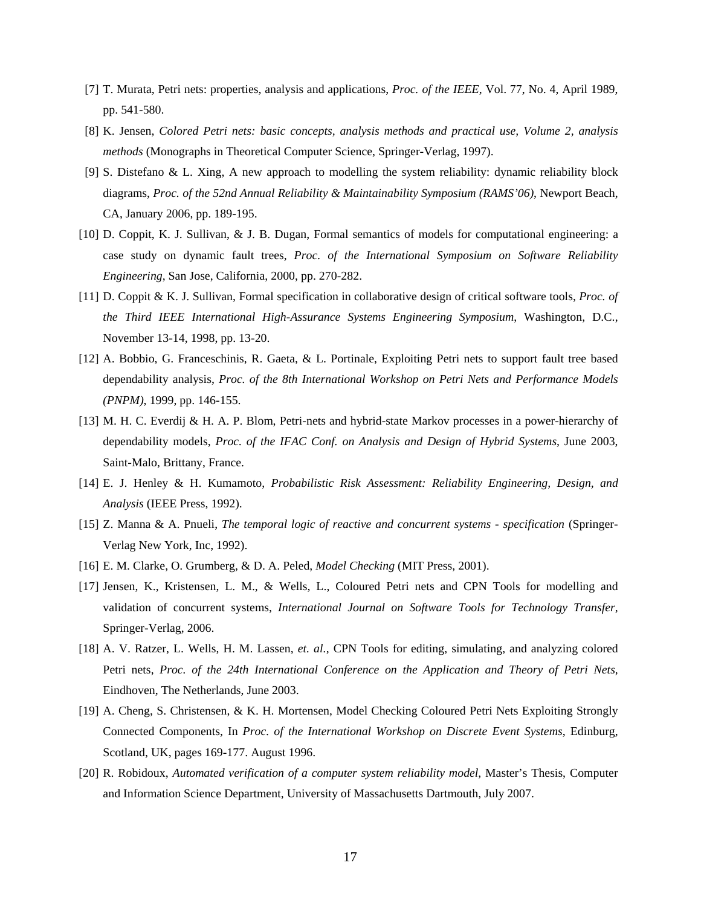[7] T. Murata, Petri nets: properties, analysis and applications, *Proc. of the IEEE*, Vol. 77, No. 4, April 1989, pp. 541-580.

[8] K. Jensen, *Colored Petri nets: basic concepts, analysis methods and practical use, Volume 2, analysis methods* (Monographs in Theoretical Computer Science, Springer-Verlag, 1997).

[9] S. Distefano & L. Xing, A new approach to modelling the system reliability: dynamic reliability block diagrams, *Proc. of the 52nd Annual Reliability & Maintainability Symposium (RAMS'06)*, Newport Beach, CA, January 2006, pp. 189-195.

[10] D. Coppit, K. J. Sullivan, & J. B. Dugan, Formal semantics of models for computational engineering: a case study on dynamic fault trees, *Proc. of the International Symposium on Software Reliability Engineering*, San Jose, California, 2000, pp. 270-282.

[11] D. Coppit & K. J. Sullivan, Formal specification in collaborative design of critical software tools, *Proc. of the Third IEEE International High-Assurance Systems Engineering Symposium*, Washington, D.C., November 13-14, 1998, pp. 13-20.

[12] A. Bobbio, G. Franceschinis, R. Gaeta, & L. Portinale, Exploiting Petri nets to support fault tree based dependability analysis, *Proc. of the 8th International Workshop on Petri Nets and Performance Models (PNPM)*, 1999, pp. 146-155.

[13] M. H. C. Everdij & H. A. P. Blom, Petri-nets and hybrid-state Markov processes in a power-hierarchy of dependability models, *Proc. of the IFAC Conf. on Analysis and Design of Hybrid Systems*, June 2003, Saint-Malo, Brittany, France.

[14] E. J. Henley & H. Kumamoto, *Probabilistic Risk Assessment: Reliability Engineering, Design, and Analysis* (IEEE Press, 1992).

[15] Z. Manna & A. Pnueli, *The temporal logic of reactive and concurrent systems - specification* (Springer-Verlag New York, Inc, 1992).

[16] E. M. Clarke, O. Grumberg, & D. A. Peled, *Model Checking* (MIT Press, 2001).

[17] Jensen, K., Kristensen, L. M., & Wells, L., Coloured Petri nets and CPN Tools for modelling and validation of concurrent systems, *International Journal on Software Tools for Technology Transfer*, Springer-Verlag, 2006.

[18] A. V. Ratzer, L. Wells, H. M. Lassen, *et. al.*, CPN Tools for editing, simulating, and analyzing colored Petri nets, *Proc. of the 24th International Conference on the Application and Theory of Petri Nets*, Eindhoven, The Netherlands, June 2003.

[19] A. Cheng, S. Christensen, & K. H. Mortensen, Model Checking Coloured Petri Nets Exploiting Strongly Connected Components, In *Proc. of the International Workshop on Discrete Event Systems*, Edinburg, Scotland, UK, pages 169-177. August 1996.

[20] R. Robidoux, *Automated verification of a computer system reliability model*, Master's Thesis, Computer and Information Science Department, University of Massachusetts Dartmouth, July 2007.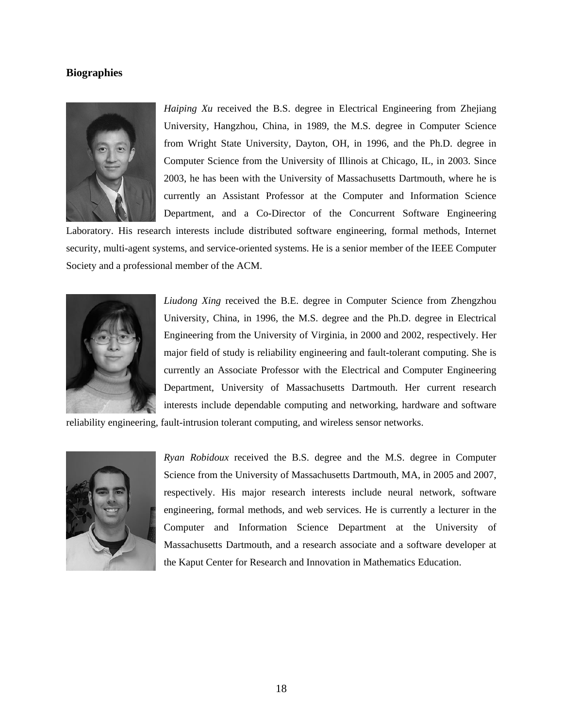## Biographies

*Haiping Xu* received the B.S. degree in Electrical Engineering from Zhejiang University, Hangzhou, China, in 1989, the M.S. degree in Computer Science from Wright State University, Dayton, OH, in 1996, and the Ph.D. degree in Computer Science from the University of Illinois at Chicago, IL, in 2003. Since 2003, he has been with the University of Massachusetts Dartmouth, where he is currently an Assistant Professor at the Computer and Information Science Department, and a Co-Director of the Concurrent Software Engineering Laboratory. His research interests include distributed software engineering, formal methods, Internet security, multi-agent systems, and service-oriented systems. He is a senior member of the IEEE Computer Society and a professional member of the ACM.

*Liudong Xing* received the B.E. degree in Computer Science from Zhengzhou University, China, in 1996, the M.S. degree and the Ph.D. degree in Electrical Engineering from the University of Virginia, in 2000 and 2002, respectively. Her major field of study is reliability engineering and fault-tolerant computing. She is currently an Associate Professor with the Electrical and Computer Engineering Department, University of Massachusetts Dartmouth. Her current research interests include dependable computing and networking, hardware and software reliability engineering, fault-intrusion tolerant computing, and wireless sensor networks.

*Ryan Robidoux* received the B.S. degree and the M.S. degree in Computer Science from the University of Massachusetts Dartmouth, MA, in 2005 and 2007, respectively. His major research interests include neural network, software engineering, formal methods, and web services. He is currently a lecturer in the Computer and Information Science Department at the University of Massachusetts Dartmouth, and a research associate and a software developer at the Kaput Center for Research and Innovation in Mathematics Education.